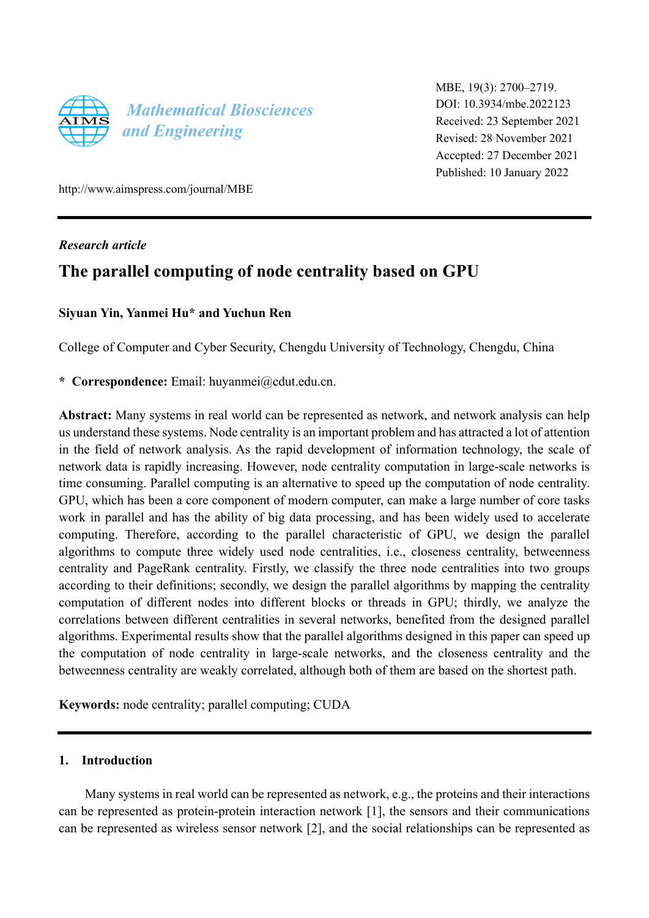Mathematical Biosciences and Engineering

MBE, 19(3): 2700–2719.
DOI: 10.3934/mbe.2022123
Received: 23 September 2021
Revised: 28 November 2021
Accepted: 27 December 2021
Published: 10 January 2022

http://www.aimspress.com/journal/MBE

---

*Research article*

# The parallel computing of node centrality based on GPU

**Siyuan Yin, Yanmei Hu\* and Yuchun Ren**

College of Computer and Cyber Security, Chengdu University of Technology, Chengdu, China

**\* Correspondence:** Email: huyanmei@cdut.edu.cn.

**Abstract:** Many systems in real world can be represented as network, and network analysis can help us understand these systems. Node centrality is an important problem and has attracted a lot of attention in the field of network analysis. As the rapid development of information technology, the scale of network data is rapidly increasing. However, node centrality computation in large-scale networks is time consuming. Parallel computing is an alternative to speed up the computation of node centrality. GPU, which has been a core component of modern computer, can make a large number of core tasks work in parallel and has the ability of big data processing, and has been widely used to accelerate computing. Therefore, according to the parallel characteristic of GPU, we design the parallel algorithms to compute three widely used node centralities, i.e., closeness centrality, betweenness centrality and PageRank centrality. Firstly, we classify the three node centralities into two groups according to their definitions; secondly, we design the parallel algorithms by mapping the centrality computation of different nodes into different blocks or threads in GPU; thirdly, we analyze the correlations between different centralities in several networks, benefited from the designed parallel algorithms. Experimental results show that the parallel algorithms designed in this paper can speed up the computation of node centrality in large-scale networks, and the closeness centrality and the betweenness centrality are weakly correlated, although both of them are based on the shortest path.

**Keywords:** node centrality; parallel computing; CUDA

---

## 1. Introduction

Many systems in real world can be represented as network, e.g., the proteins and their interactions can be represented as protein-protein interaction network [1], the sensors and their communications can be represented as wireless sensor network [2], and the social relationships can be represented as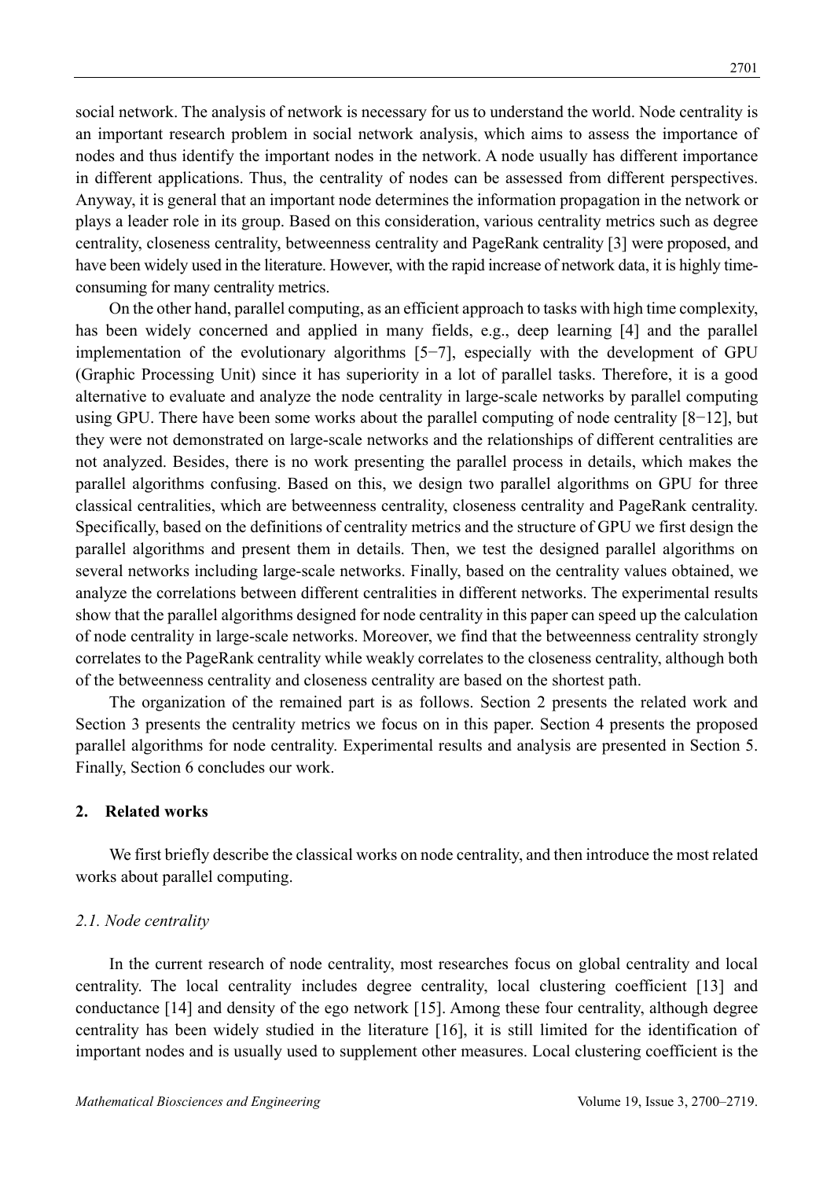social network. The analysis of network is necessary for us to understand the world. Node centrality is an important research problem in social network analysis, which aims to assess the importance of nodes and thus identify the important nodes in the network. A node usually has different importance in different applications. Thus, the centrality of nodes can be assessed from different perspectives. Anyway, it is general that an important node determines the information propagation in the network or plays a leader role in its group. Based on this consideration, various centrality metrics such as degree centrality, closeness centrality, betweenness centrality and PageRank centrality [3] were proposed, and have been widely used in the literature. However, with the rapid increase of network data, it is highly time-consuming for many centrality metrics.

On the other hand, parallel computing, as an efficient approach to tasks with high time complexity, has been widely concerned and applied in many fields, e.g., deep learning [4] and the parallel implementation of the evolutionary algorithms [5−7], especially with the development of GPU (Graphic Processing Unit) since it has superiority in a lot of parallel tasks. Therefore, it is a good alternative to evaluate and analyze the node centrality in large-scale networks by parallel computing using GPU. There have been some works about the parallel computing of node centrality [8−12], but they were not demonstrated on large-scale networks and the relationships of different centralities are not analyzed. Besides, there is no work presenting the parallel process in details, which makes the parallel algorithms confusing. Based on this, we design two parallel algorithms on GPU for three classical centralities, which are betweenness centrality, closeness centrality and PageRank centrality. Specifically, based on the definitions of centrality metrics and the structure of GPU we first design the parallel algorithms and present them in details. Then, we test the designed parallel algorithms on several networks including large-scale networks. Finally, based on the centrality values obtained, we analyze the correlations between different centralities in different networks. The experimental results show that the parallel algorithms designed for node centrality in this paper can speed up the calculation of node centrality in large-scale networks. Moreover, we find that the betweenness centrality strongly correlates to the PageRank centrality while weakly correlates to the closeness centrality, although both of the betweenness centrality and closeness centrality are based on the shortest path.

The organization of the remained part is as follows. Section 2 presents the related work and Section 3 presents the centrality metrics we focus on in this paper. Section 4 presents the proposed parallel algorithms for node centrality. Experimental results and analysis are presented in Section 5. Finally, Section 6 concludes our work.

## 2. Related works

We first briefly describe the classical works on node centrality, and then introduce the most related works about parallel computing.

### *2.1. Node centrality*

In the current research of node centrality, most researches focus on global centrality and local centrality. The local centrality includes degree centrality, local clustering coefficient [13] and conductance [14] and density of the ego network [15]. Among these four centrality, although degree centrality has been widely studied in the literature [16], it is still limited for the identification of important nodes and is usually used to supplement other measures. Local clustering coefficient is the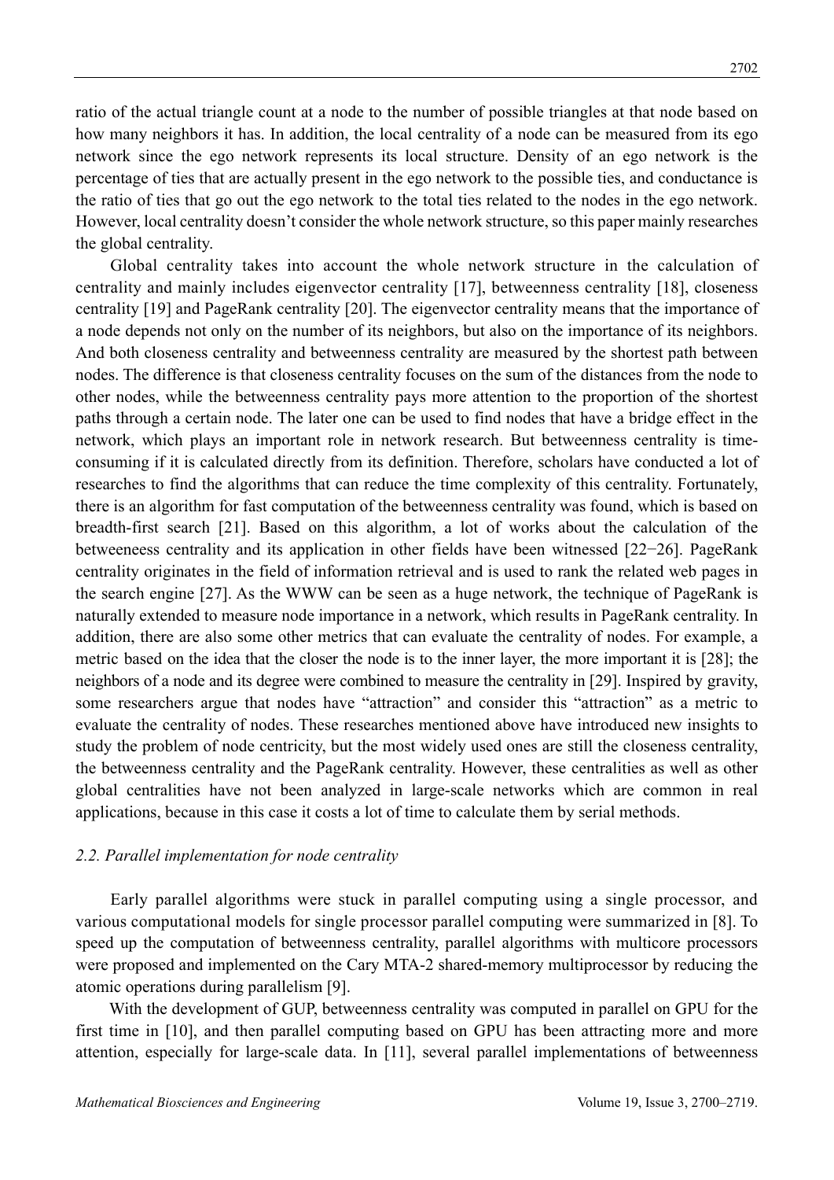ratio of the actual triangle count at a node to the number of possible triangles at that node based on how many neighbors it has. In addition, the local centrality of a node can be measured from its ego network since the ego network represents its local structure. Density of an ego network is the percentage of ties that are actually present in the ego network to the possible ties, and conductance is the ratio of ties that go out the ego network to the total ties related to the nodes in the ego network. However, local centrality doesn't consider the whole network structure, so this paper mainly researches the global centrality.

Global centrality takes into account the whole network structure in the calculation of centrality and mainly includes eigenvector centrality [17], betweenness centrality [18], closeness centrality [19] and PageRank centrality [20]. The eigenvector centrality means that the importance of a node depends not only on the number of its neighbors, but also on the importance of its neighbors. And both closeness centrality and betweenness centrality are measured by the shortest path between nodes. The difference is that closeness centrality focuses on the sum of the distances from the node to other nodes, while the betweenness centrality pays more attention to the proportion of the shortest paths through a certain node. The later one can be used to find nodes that have a bridge effect in the network, which plays an important role in network research. But betweenness centrality is time-consuming if it is calculated directly from its definition. Therefore, scholars have conducted a lot of researches to find the algorithms that can reduce the time complexity of this centrality. Fortunately, there is an algorithm for fast computation of the betweenness centrality was found, which is based on breadth-first search [21]. Based on this algorithm, a lot of works about the calculation of the betweeneess centrality and its application in other fields have been witnessed [22−26]. PageRank centrality originates in the field of information retrieval and is used to rank the related web pages in the search engine [27]. As the WWW can be seen as a huge network, the technique of PageRank is naturally extended to measure node importance in a network, which results in PageRank centrality. In addition, there are also some other metrics that can evaluate the centrality of nodes. For example, a metric based on the idea that the closer the node is to the inner layer, the more important it is [28]; the neighbors of a node and its degree were combined to measure the centrality in [29]. Inspired by gravity, some researchers argue that nodes have "attraction" and consider this "attraction" as a metric to evaluate the centrality of nodes. These researches mentioned above have introduced new insights to study the problem of node centricity, but the most widely used ones are still the closeness centrality, the betweenness centrality and the PageRank centrality. However, these centralities as well as other global centralities have not been analyzed in large-scale networks which are common in real applications, because in this case it costs a lot of time to calculate them by serial methods.

### *2.2. Parallel implementation for node centrality*

Early parallel algorithms were stuck in parallel computing using a single processor, and various computational models for single processor parallel computing were summarized in [8]. To speed up the computation of betweenness centrality, parallel algorithms with multicore processors were proposed and implemented on the Cary MTA-2 shared-memory multiprocessor by reducing the atomic operations during parallelism [9].

With the development of GUP, betweenness centrality was computed in parallel on GPU for the first time in [10], and then parallel computing based on GPU has been attracting more and more attention, especially for large-scale data. In [11], several parallel implementations of betweenness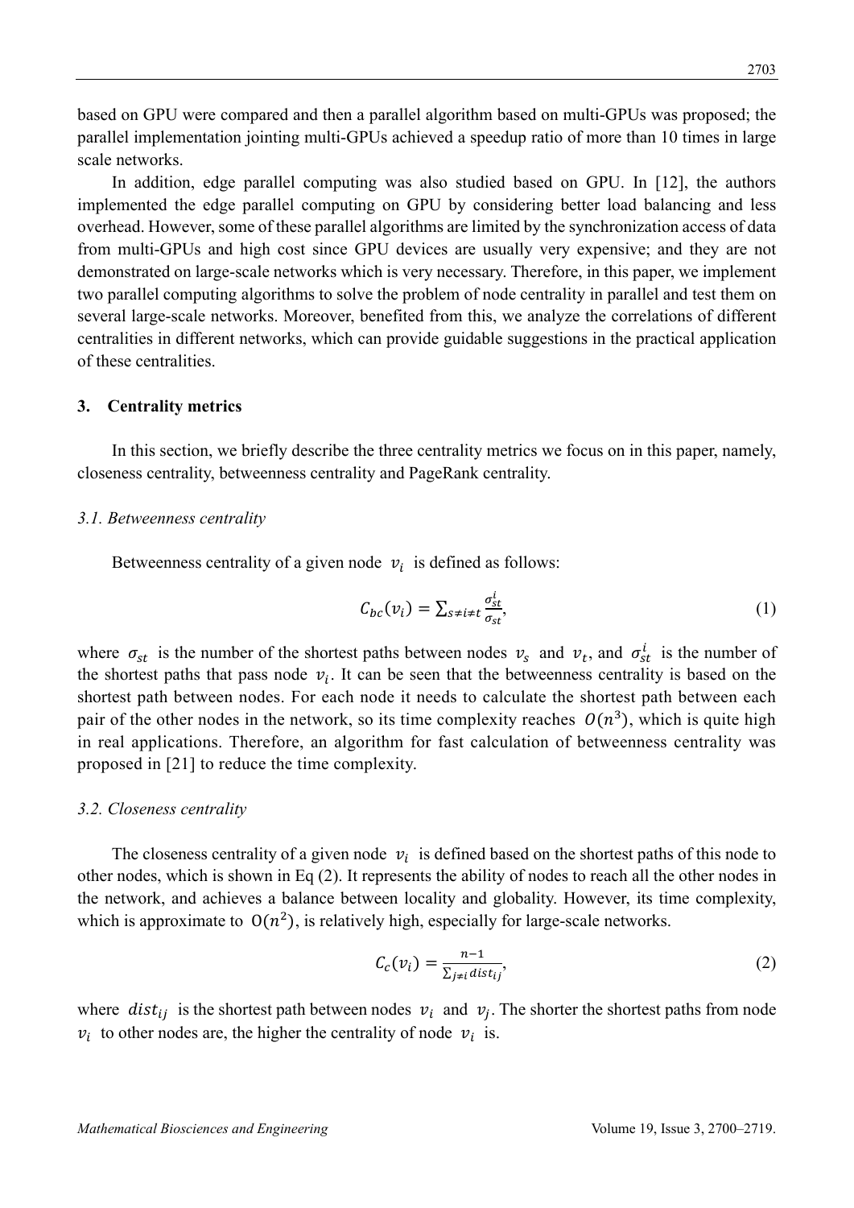based on GPU were compared and then a parallel algorithm based on multi-GPUs was proposed; the parallel implementation jointing multi-GPUs achieved a speedup ratio of more than 10 times in large scale networks.

In addition, edge parallel computing was also studied based on GPU. In [12], the authors implemented the edge parallel computing on GPU by considering better load balancing and less overhead. However, some of these parallel algorithms are limited by the synchronization access of data from multi-GPUs and high cost since GPU devices are usually very expensive; and they are not demonstrated on large-scale networks which is very necessary. Therefore, in this paper, we implement two parallel computing algorithms to solve the problem of node centrality in parallel and test them on several large-scale networks. Moreover, benefited from this, we analyze the correlations of different centralities in different networks, which can provide guidable suggestions in the practical application of these centralities.

## 3. Centrality metrics

In this section, we briefly describe the three centrality metrics we focus on in this paper, namely, closeness centrality, betweenness centrality and PageRank centrality.

### *3.1. Betweenness centrality*

Betweenness centrality of a given node $v_i$ is defined as follows:

$$C_{bc}(v_i) = \sum_{s \neq i \neq t} \frac{\sigma_{st}^{i}}{\sigma_{st}}, \tag{1}$$

where $\sigma_{st}$ is the number of the shortest paths between nodes $v_s$ and $v_t$, and $\sigma_{st}^{i}$ is the number of the shortest paths that pass node $v_i$. It can be seen that the betweenness centrality is based on the shortest path between nodes. For each node it needs to calculate the shortest path between each pair of the other nodes in the network, so its time complexity reaches $O(n^3)$, which is quite high in real applications. Therefore, an algorithm for fast calculation of betweenness centrality was proposed in [21] to reduce the time complexity.

### *3.2. Closeness centrality*

The closeness centrality of a given node $v_i$ is defined based on the shortest paths of this node to other nodes, which is shown in Eq (2). It represents the ability of nodes to reach all the other nodes in the network, and achieves a balance between locality and globality. However, its time complexity, which is approximate to $O(n^2)$, is relatively high, especially for large-scale networks.

$$C_c(v_i) = \frac{n-1}{\sum_{j \neq i} dist_{ij}}, \tag{2}$$

where $dist_{ij}$ is the shortest path between nodes $v_i$ and $v_j$. The shorter the shortest paths from node $v_i$ to other nodes are, the higher the centrality of node $v_i$ is.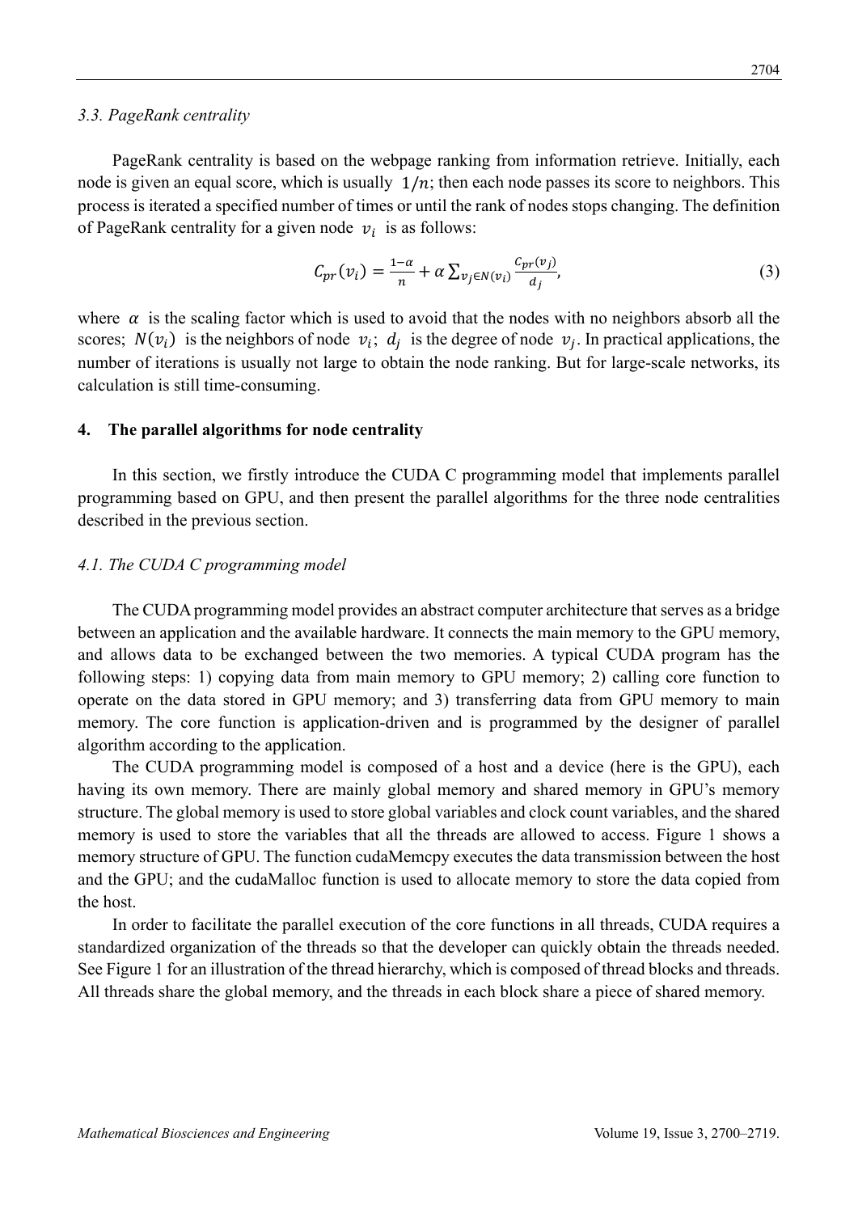### 3.3. PageRank centrality

PageRank centrality is based on the webpage ranking from information retrieve. Initially, each node is given an equal score, which is usually $1/n$; then each node passes its score to neighbors. This process is iterated a specified number of times or until the rank of nodes stops changing. The definition of PageRank centrality for a given node $v_i$ is as follows:

$$C_{pr}(v_i) = \frac{1-\alpha}{n} + \alpha \sum_{v_j \in N(v_i)} \frac{C_{pr}(v_j)}{d_j}, \tag{3}$$

where $\alpha$ is the scaling factor which is used to avoid that the nodes with no neighbors absorb all the scores; $N(v_i)$ is the neighbors of node $v_i$; $d_j$ is the degree of node $v_j$. In practical applications, the number of iterations is usually not large to obtain the node ranking. But for large-scale networks, its calculation is still time-consuming.

## 4. The parallel algorithms for node centrality

In this section, we firstly introduce the CUDA C programming model that implements parallel programming based on GPU, and then present the parallel algorithms for the three node centralities described in the previous section.

### 4.1. The CUDA C programming model

The CUDA programming model provides an abstract computer architecture that serves as a bridge between an application and the available hardware. It connects the main memory to the GPU memory, and allows data to be exchanged between the two memories. A typical CUDA program has the following steps: 1) copying data from main memory to GPU memory; 2) calling core function to operate on the data stored in GPU memory; and 3) transferring data from GPU memory to main memory. The core function is application-driven and is programmed by the designer of parallel algorithm according to the application.

The CUDA programming model is composed of a host and a device (here is the GPU), each having its own memory. There are mainly global memory and shared memory in GPU's memory structure. The global memory is used to store global variables and clock count variables, and the shared memory is used to store the variables that all the threads are allowed to access. Figure 1 shows a memory structure of GPU. The function cudaMemcpy executes the data transmission between the host and the GPU; and the cudaMalloc function is used to allocate memory to store the data copied from the host.

In order to facilitate the parallel execution of the core functions in all threads, CUDA requires a standardized organization of the threads so that the developer can quickly obtain the threads needed. See Figure 1 for an illustration of the thread hierarchy, which is composed of thread blocks and threads. All threads share the global memory, and the threads in each block share a piece of shared memory.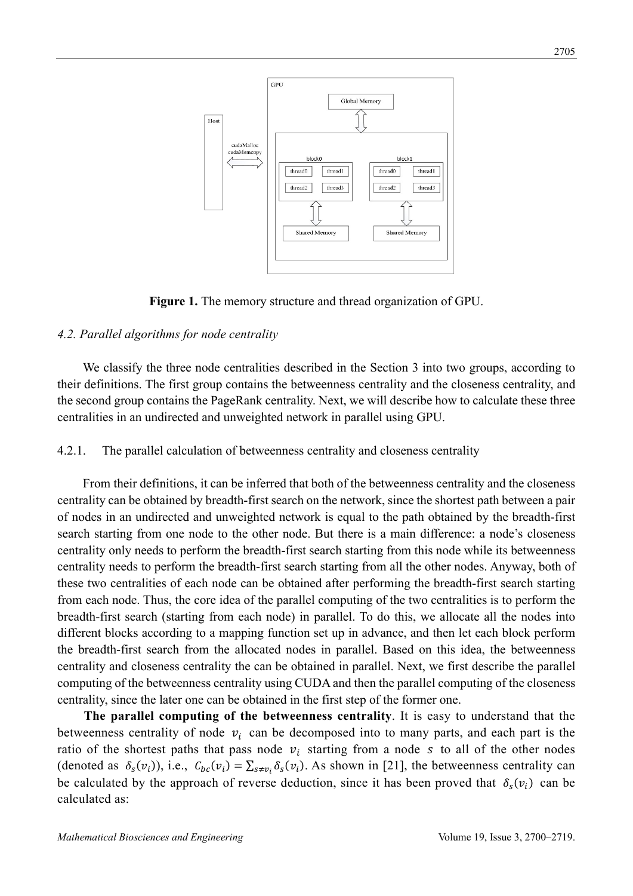**Figure 1.** The memory structure and thread organization of GPU.

### *4.2. Parallel algorithms for node centrality*

We classify the three node centralities described in the Section 3 into two groups, according to their definitions. The first group contains the betweenness centrality and the closeness centrality, and the second group contains the PageRank centrality. Next, we will describe how to calculate these three centralities in an undirected and unweighted network in parallel using GPU.

#### 4.2.1. The parallel calculation of betweenness centrality and closeness centrality

From their definitions, it can be inferred that both of the betweenness centrality and the closeness centrality can be obtained by breadth-first search on the network, since the shortest path between a pair of nodes in an undirected and unweighted network is equal to the path obtained by the breadth-first search starting from one node to the other node. But there is a main difference: a node's closeness centrality only needs to perform the breadth-first search starting from this node while its betweenness centrality needs to perform the breadth-first search starting from all the other nodes. Anyway, both of these two centralities of each node can be obtained after performing the breadth-first search starting from each node. Thus, the core idea of the parallel computing of the two centralities is to perform the breadth-first search (starting from each node) in parallel. To do this, we allocate all the nodes into different blocks according to a mapping function set up in advance, and then let each block perform the breadth-first search from the allocated nodes in parallel. Based on this idea, the betweenness centrality and closeness centrality the can be obtained in parallel. Next, we first describe the parallel computing of the betweenness centrality using CUDA and then the parallel computing of the closeness centrality, since the later one can be obtained in the first step of the former one.

**The parallel computing of the betweenness centrality**. It is easy to understand that the betweenness centrality of node $v_i$ can be decomposed into to many parts, and each part is the ratio of the shortest paths that pass node $v_i$ starting from a node $s$ to all of the other nodes (denoted as $\delta_s(v_i)$), i.e., $C_{bc}(v_i) = \sum_{s \neq v_i} \delta_s(v_i)$. As shown in [21], the betweenness centrality can be calculated by the approach of reverse deduction, since it has been proved that $\delta_s(v_i)$ can be calculated as: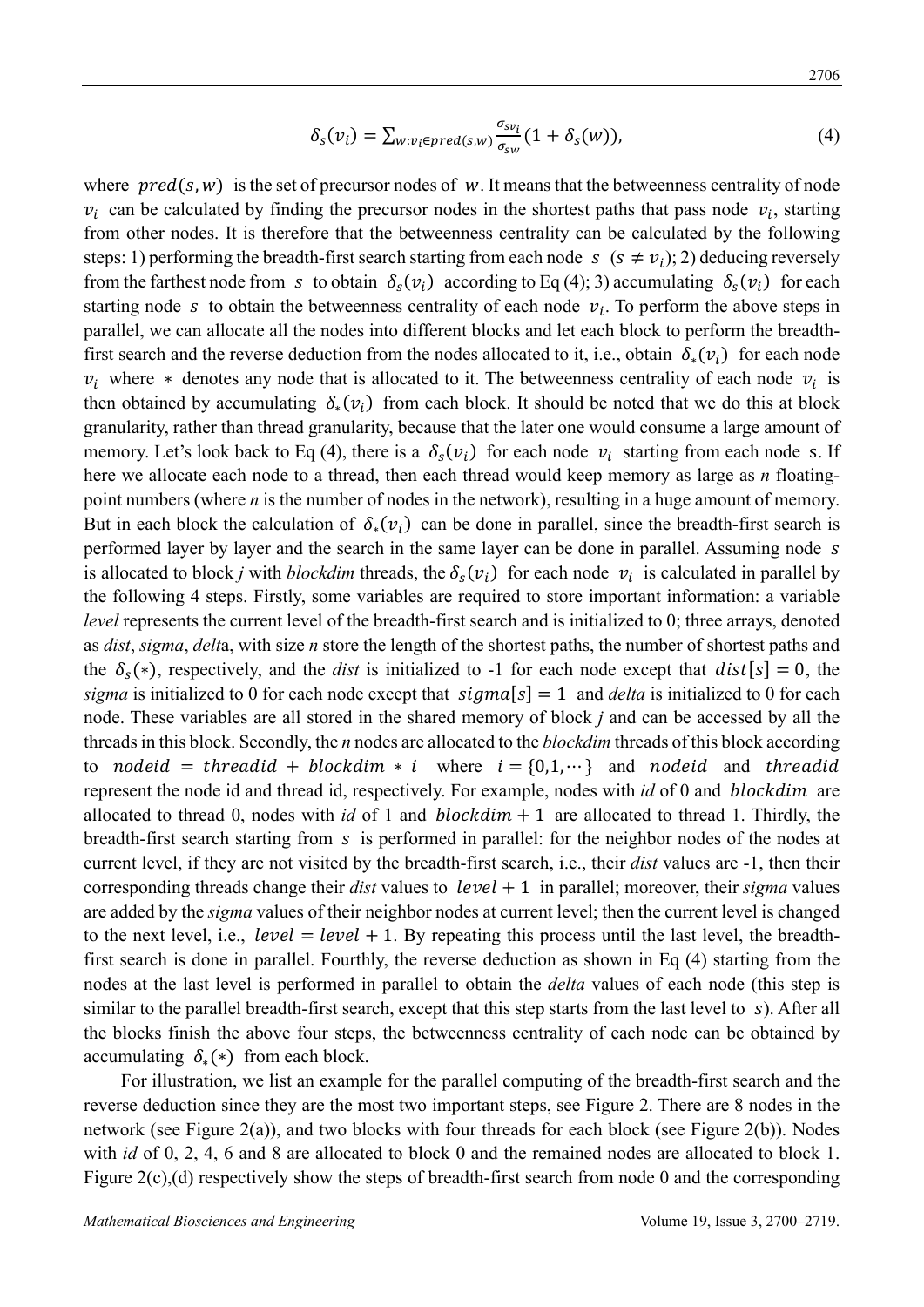$$\delta_s(v_i) = \sum_{w:v_i \in pred(s,w)} \frac{\sigma_{sv_i}}{\sigma_{sw}} (1 + \delta_s(w)), \tag{4}$$

where $pred(s, w)$ is the set of precursor nodes of $w$. It means that the betweenness centrality of node $v_i$ can be calculated by finding the precursor nodes in the shortest paths that pass node $v_i$, starting from other nodes. It is therefore that the betweenness centrality can be calculated by the following steps: 1) performing the breadth-first search starting from each node $s$ $(s \neq v_i)$; 2) deducing reversely from the farthest node from $s$ to obtain $\delta_s(v_i)$ according to Eq (4); 3) accumulating $\delta_s(v_i)$ for each starting node $s$ to obtain the betweenness centrality of each node $v_i$. To perform the above steps in parallel, we can allocate all the nodes into different blocks and let each block to perform the breadth-first search and the reverse deduction from the nodes allocated to it, i.e., obtain $\delta_*(v_i)$ for each node $v_i$ where $*$ denotes any node that is allocated to it. The betweenness centrality of each node $v_i$ is then obtained by accumulating $\delta_*(v_i)$ from each block. It should be noted that we do this at block granularity, rather than thread granularity, because that the later one would consume a large amount of memory. Let's look back to Eq (4), there is a $\delta_s(v_i)$ for each node $v_i$ starting from each node s. If here we allocate each node to a thread, then each thread would keep memory as large as *n* floating-point numbers (where *n* is the number of nodes in the network), resulting in a huge amount of memory. But in each block the calculation of $\delta_*(v_i)$ can be done in parallel, since the breadth-first search is performed layer by layer and the search in the same layer can be done in parallel. Assuming node $s$ is allocated to block *j* with *blockdim* threads, the $\delta_s(v_i)$ for each node $v_i$ is calculated in parallel by the following 4 steps. Firstly, some variables are required to store important information: a variable *level* represents the current level of the breadth-first search and is initialized to 0; three arrays, denoted as *dist*, *sigma*, *delt*a, with size *n* store the length of the shortest paths, the number of shortest paths and the $\delta_s(*)$, respectively, and the *dist* is initialized to -1 for each node except that $dist[s] = 0$, the *sigma* is initialized to 0 for each node except that $sigma[s] = 1$ and *delta* is initialized to 0 for each node. These variables are all stored in the shared memory of block *j* and can be accessed by all the threads in this block. Secondly, the *n* nodes are allocated to the *blockdim* threads of this block according to $nodeid = threadid + blockdim * i$ where $i = \{0, 1, \cdots\}$ and $nodeid$ and $threadid$ represent the node id and thread id, respectively. For example, nodes with *id* of 0 and $blockdim$ are allocated to thread 0, nodes with *id* of 1 and $blockdim + 1$ are allocated to thread 1. Thirdly, the breadth-first search starting from $s$ is performed in parallel: for the neighbor nodes of the nodes at current level, if they are not visited by the breadth-first search, i.e., their *dist* values are -1, then their corresponding threads change their *dist* values to $level + 1$ in parallel; moreover, their *sigma* values are added by the *sigma* values of their neighbor nodes at current level; then the current level is changed to the next level, i.e., $level = level + 1$. By repeating this process until the last level, the breadth-first search is done in parallel. Fourthly, the reverse deduction as shown in Eq (4) starting from the nodes at the last level is performed in parallel to obtain the *delta* values of each node (this step is similar to the parallel breadth-first search, except that this step starts from the last level to $s$). After all the blocks finish the above four steps, the betweenness centrality of each node can be obtained by accumulating $\delta_*(*)$ from each block.

For illustration, we list an example for the parallel computing of the breadth-first search and the reverse deduction since they are the most two important steps, see Figure 2. There are 8 nodes in the network (see Figure 2(a)), and two blocks with four threads for each block (see Figure 2(b)). Nodes with *id* of 0, 2, 4, 6 and 8 are allocated to block 0 and the remained nodes are allocated to block 1. Figure 2(c),(d) respectively show the steps of breadth-first search from node 0 and the corresponding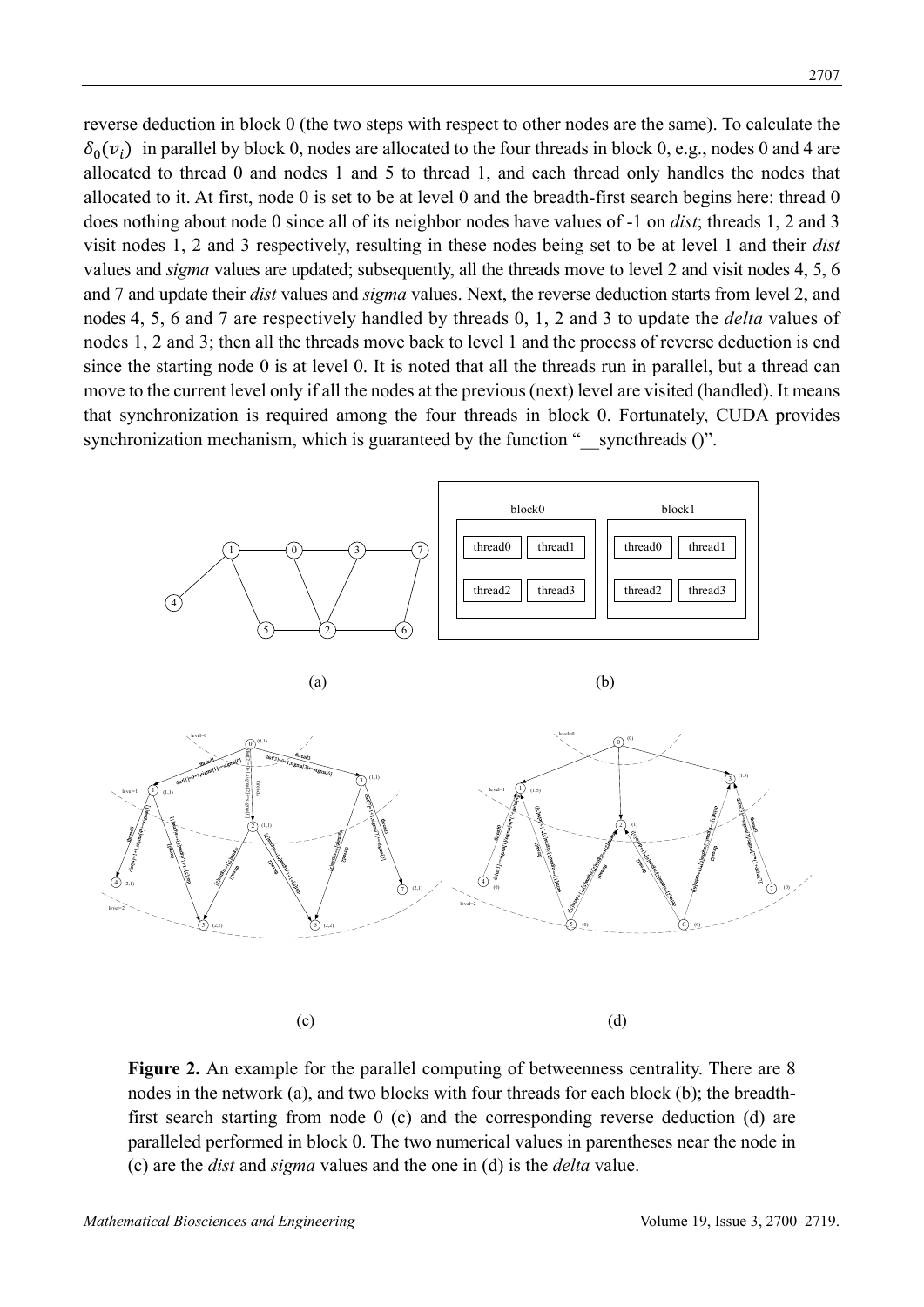reverse deduction in block 0 (the two steps with respect to other nodes are the same). To calculate the $\delta_0(v_i)$ in parallel by block 0, nodes are allocated to the four threads in block 0, e.g., nodes 0 and 4 are allocated to thread 0 and nodes 1 and 5 to thread 1, and each thread only handles the nodes that allocated to it. At first, node 0 is set to be at level 0 and the breadth-first search begins here: thread 0 does nothing about node 0 since all of its neighbor nodes have values of -1 on *dist*; threads 1, 2 and 3 visit nodes 1, 2 and 3 respectively, resulting in these nodes being set to be at level 1 and their *dist* values and *sigma* values are updated; subsequently, all the threads move to level 2 and visit nodes 4, 5, 6 and 7 and update their *dist* values and *sigma* values. Next, the reverse deduction starts from level 2, and nodes 4, 5, 6 and 7 are respectively handled by threads 0, 1, 2 and 3 to update the *delta* values of nodes 1, 2 and 3; then all the threads move back to level 1 and the process of reverse deduction is end since the starting node 0 is at level 0. It is noted that all the threads run in parallel, but a thread can move to the current level only if all the nodes at the previous (next) level are visited (handled). It means that synchronization is required among the four threads in block 0. Fortunately, CUDA provides synchronization mechanism, which is guaranteed by the function "__syncthreads ()".

**Figure 2.** An example for the parallel computing of betweenness centrality. There are 8 nodes in the network (a), and two blocks with four threads for each block (b); the breadth-first search starting from node 0 (c) and the corresponding reverse deduction (d) are paralleled performed in block 0. The two numerical values in parentheses near the node in (c) are the *dist* and *sigma* values and the one in (d) is the *delta* value.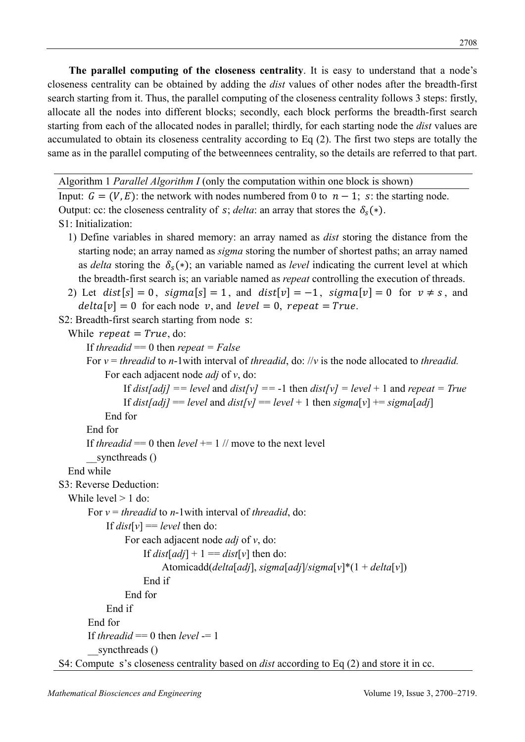**The parallel computing of the closeness centrality**. It is easy to understand that a node's closeness centrality can be obtained by adding the *dist* values of other nodes after the breadth-first search starting from it. Thus, the parallel computing of the closeness centrality follows 3 steps: firstly, allocate all the nodes into different blocks; secondly, each block performs the breadth-first search starting from each of the allocated nodes in parallel; thirdly, for each starting node the *dist* values are accumulated to obtain its closeness centrality according to Eq (2). The first two steps are totally the same as in the parallel computing of the betweennees centrality, so the details are referred to that part.

Algorithm 1 *Parallel Algorithm I* (only the computation within one block is shown)

Input: $G = (V, E)$: the network with nodes numbered from 0 to $n - 1$; $s$: the starting node.

Output: cc: the closeness centrality of $s$; *delta*: an array that stores the $\delta_s(*)$.

S1: Initialization:

1) Define variables in shared memory: an array named as *dist* storing the distance from the starting node; an array named as *sigma* storing the number of shortest paths; an array named as *delta* storing the $\delta_s(*)$; an variable named as *level* indicating the current level at which the breadth-first search is; an variable named as *repeat* controlling the execution of threads.
2) Let $dist[s] = 0$, $sigma[s] = 1$, and $dist[v] = -1$, $sigma[v] = 0$ for $v \neq s$, and $delta[v] = 0$ for each node $v$, and $level = 0$, $repeat = True$.

S2: Breadth-first search starting from node s:

```
While repeat = True, do:
    If threadid == 0 then repeat = False
    For v = threadid to n-1with interval of threadid, do: //v is the node allocated to threadid.
        For each adjacent node adj of v, do:
            If dist[adj] == level and dist[v] == -1 then dist[v] = level + 1 and repeat = True
            If dist[adj] == level and dist[v] == level + 1 then sigma[v] += sigma[adj]
        End for
    End for
    If threadid == 0 then level += 1 // move to the next level
    __syncthreads ()
End while
```

S3: Reverse Deduction:

```
While level > 1 do:
    For v = threadid to n-1with interval of threadid, do:
        If dist[v] == level then do:
            For each adjacent node adj of v, do:
                If dist[adj] + 1 == dist[v] then do:
                    Atomicadd(delta[adj], sigma[adj]/sigma[v]*(1 + delta[v])
                End if
            End for
        End if
    End for
    If threadid == 0 then level -= 1
    __syncthreads ()
```

S4: Compute s's closeness centrality based on *dist* according to Eq (2) and store it in cc.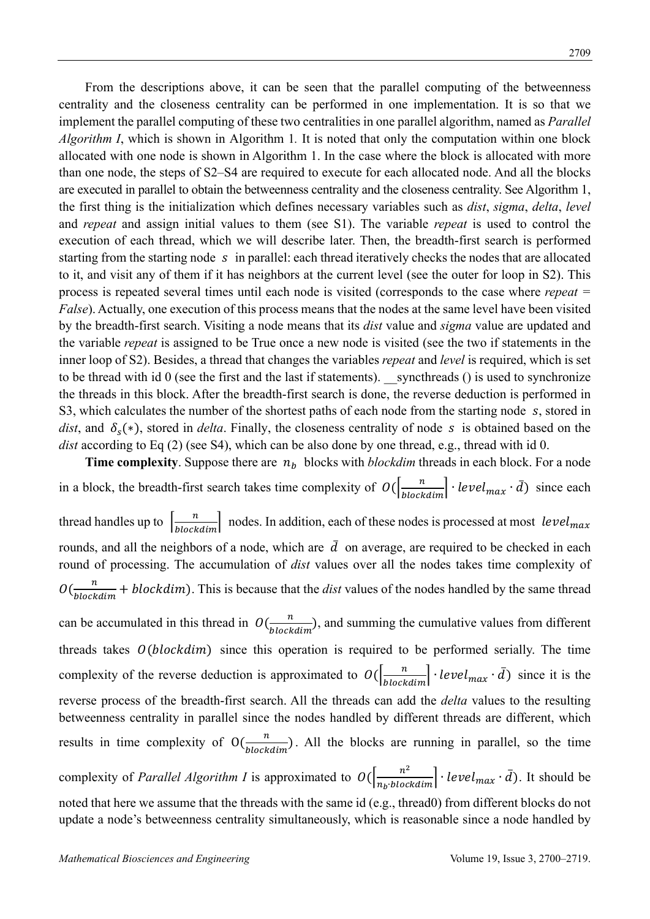From the descriptions above, it can be seen that the parallel computing of the betweenness centrality and the closeness centrality can be performed in one implementation. It is so that we implement the parallel computing of these two centralities in one parallel algorithm, named as *Parallel Algorithm I*, which is shown in Algorithm 1. It is noted that only the computation within one block allocated with one node is shown in Algorithm 1. In the case where the block is allocated with more than one node, the steps of S2–S4 are required to execute for each allocated node. And all the blocks are executed in parallel to obtain the betweenness centrality and the closeness centrality. See Algorithm 1, the first thing is the initialization which defines necessary variables such as *dist*, *sigma*, *delta*, *level* and *repeat* and assign initial values to them (see S1). The variable *repeat* is used to control the execution of each thread, which we will describe later. Then, the breadth-first search is performed starting from the starting node $s$ in parallel: each thread iteratively checks the nodes that are allocated to it, and visit any of them if it has neighbors at the current level (see the outer for loop in S2). This process is repeated several times until each node is visited (corresponds to the case where *repeat* = *False*). Actually, one execution of this process means that the nodes at the same level have been visited by the breadth-first search. Visiting a node means that its *dist* value and *sigma* value are updated and the variable *repeat* is assigned to be True once a new node is visited (see the two if statements in the inner loop of S2). Besides, a thread that changes the variables *repeat* and *level* is required, which is set to be thread with id 0 (see the first and the last if statements). __syncthreads () is used to synchronize the threads in this block. After the breadth-first search is done, the reverse deduction is performed in S3, which calculates the number of the shortest paths of each node from the starting node $s$, stored in *dist*, and $\delta_s(*)$, stored in *delta*. Finally, the closeness centrality of node $s$ is obtained based on the *dist* according to Eq (2) (see S4), which can be also done by one thread, e.g., thread with id 0.

**Time complexity**. Suppose there are $n_b$ blocks with *blockdim* threads in each block. For a node in a block, the breadth-first search takes time complexity of $O(\left\lceil\frac{n}{blockdim}\right\rceil \cdot level_{max} \cdot \bar{d})$ since each thread handles up to $\left\lceil\frac{n}{blockdim}\right\rceil$ nodes. In addition, each of these nodes is processed at most $level_{max}$ rounds, and all the neighbors of a node, which are $\bar{d}$ on average, are required to be checked in each round of processing. The accumulation of *dist* values over all the nodes takes time complexity of $O(\frac{n}{blockdim} + blockdim)$. This is because that the *dist* values of the nodes handled by the same thread can be accumulated in this thread in $O(\frac{n}{blockdim})$, and summing the cumulative values from different threads takes $O(blockdim)$ since this operation is required to be performed serially. The time complexity of the reverse deduction is approximated to $O(\left\lceil\frac{n}{blockdim}\right\rceil \cdot level_{max} \cdot \bar{d})$ since it is the reverse process of the breadth-first search. All the threads can add the *delta* values to the resulting betweenness centrality in parallel since the nodes handled by different threads are different, which results in time complexity of $O(\frac{n}{blockdim})$. All the blocks are running in parallel, so the time complexity of *Parallel Algorithm I* is approximated to $O(\left\lceil\frac{n^2}{n_b \cdot blockdim}\right\rceil \cdot level_{max} \cdot \bar{d})$. It should be noted that here we assume that the threads with the same id (e.g., thread0) from different blocks do not update a node's betweenness centrality simultaneously, which is reasonable since a node handled by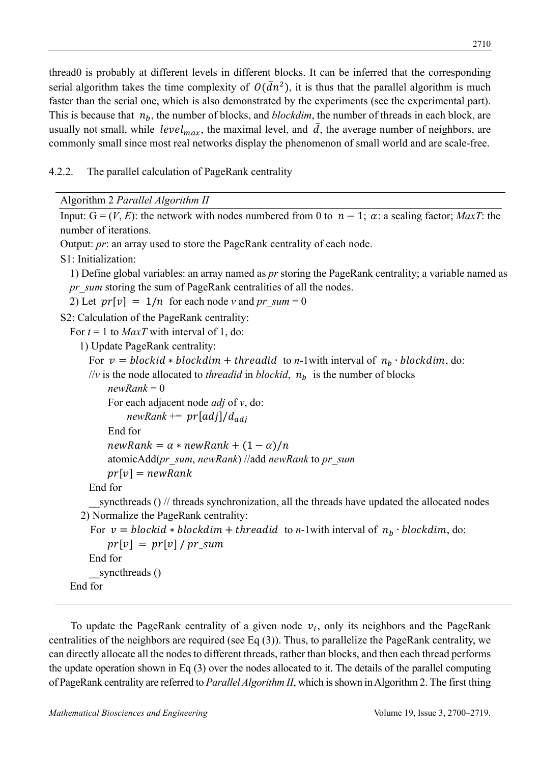thread0 is probably at different levels in different blocks. It can be inferred that the corresponding serial algorithm takes the time complexity of $O(\bar{d}n^2)$, it is thus that the parallel algorithm is much faster than the serial one, which is also demonstrated by the experiments (see the experimental part). This is because that $n_b$, the number of blocks, and *blockdim*, the number of threads in each block, are usually not small, while $level_{max}$, the maximal level, and $\bar{d}$, the average number of neighbors, are commonly small since most real networks display the phenomenon of small world and are scale-free.

#### 4.2.2. The parallel calculation of PageRank centrality

---

Algorithm 2 *Parallel Algorithm II*

---

Input: G = (*V*, *E*): the network with nodes numbered from 0 to $n-1$; $\alpha$: a scaling factor; *MaxT*: the number of iterations.

Output: *pr*: an array used to store the PageRank centrality of each node.

S1: Initialization:

1) Define global variables: an array named as *pr* storing the PageRank centrality; a variable named as *pr_sum* storing the sum of PageRank centralities of all the nodes.

2) Let $pr[v] = 1/n$ for each node *v* and *pr_sum* = 0

S2: Calculation of the PageRank centrality:

For *t* = 1 to *MaxT* with interval of 1, do:

  1) Update PageRank centrality:

    For $v = blockid * blockdim + threadid$ to *n*-1with interval of $n_b \cdot blockdim$, do:

    //*v* is the node allocated to *threadid* in *blockid*, $n_b$ is the number of blocks

      *newRank* = 0

      For each adjacent node *adj* of *v*, do:

        *newRank* += $pr[adj]/d_{adj}$

      End for

      $newRank = \alpha * newRank + (1-\alpha)/n$

      atomicAdd(*pr_sum*, *newRank*) //add *newRank* to *pr_sum*

      $pr[v] = newRank$

    End for

    __syncthreads () // threads synchronization, all the threads have updated the allocated nodes

  2) Normalize the PageRank centrality:

    For $v = blockid * blockdim + threadid$ to *n*-1with interval of $n_b \cdot blockdim$, do:

      $pr[v] = pr[v] / pr\_sum$

    End for

    __syncthreads ()

End for

---

To update the PageRank centrality of a given node $v_i$, only its neighbors and the PageRank centralities of the neighbors are required (see Eq (3)). Thus, to parallelize the PageRank centrality, we can directly allocate all the nodes to different threads, rather than blocks, and then each thread performs the update operation shown in Eq (3) over the nodes allocated to it. The details of the parallel computing of PageRank centrality are referred to *Parallel Algorithm II*, which is shown in Algorithm 2. The first thing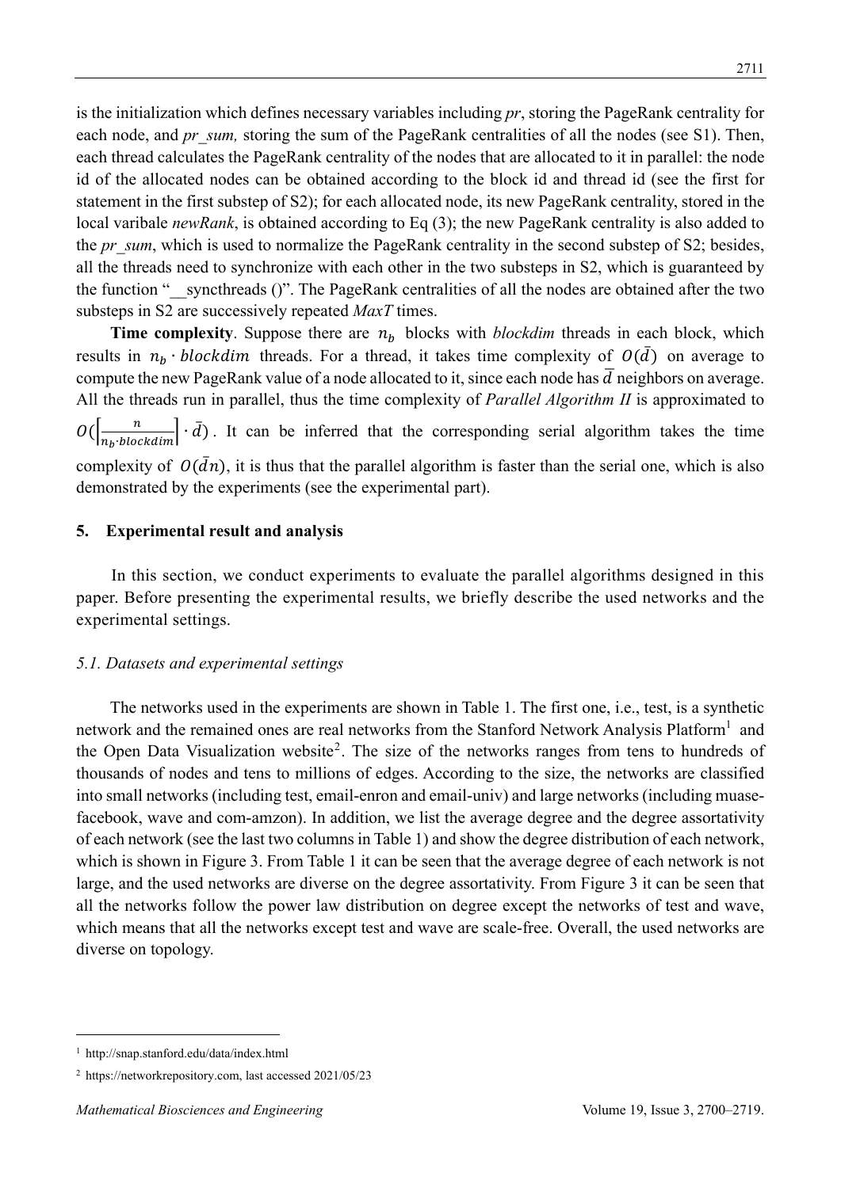is the initialization which defines necessary variables including *pr*, storing the PageRank centrality for each node, and *pr_sum,* storing the sum of the PageRank centralities of all the nodes (see S1). Then, each thread calculates the PageRank centrality of the nodes that are allocated to it in parallel: the node id of the allocated nodes can be obtained according to the block id and thread id (see the first for statement in the first substep of S2); for each allocated node, its new PageRank centrality, stored in the local varibale *newRank*, is obtained according to Eq (3); the new PageRank centrality is also added to the *pr_sum*, which is used to normalize the PageRank centrality in the second substep of S2; besides, all the threads need to synchronize with each other in the two substeps in S2, which is guaranteed by the function "__syncthreads ()". The PageRank centralities of all the nodes are obtained after the two substeps in S2 are successively repeated *MaxT* times.

**Time complexity**. Suppose there are $n_b$ blocks with *blockdim* threads in each block, which results in $n_b \cdot blockdim$ threads. For a thread, it takes time complexity of $O(\bar{d})$ on average to compute the new PageRank value of a node allocated to it, since each node has $\bar{d}$ neighbors on average. All the threads run in parallel, thus the time complexity of *Parallel Algorithm II* is approximated to $O(\left\lceil \frac{n}{n_b \cdot blockdim} \right\rceil \cdot \bar{d})$. It can be inferred that the corresponding serial algorithm takes the time complexity of $O(\bar{d}n)$, it is thus that the parallel algorithm is faster than the serial one, which is also demonstrated by the experiments (see the experimental part).

## 5. Experimental result and analysis

In this section, we conduct experiments to evaluate the parallel algorithms designed in this paper. Before presenting the experimental results, we briefly describe the used networks and the experimental settings.

### *5.1. Datasets and experimental settings*

The networks used in the experiments are shown in Table 1. The first one, i.e., test, is a synthetic network and the remained ones are real networks from the Stanford Network Analysis Platform[1] and the Open Data Visualization website[2]. The size of the networks ranges from tens to hundreds of thousands of nodes and tens to millions of edges. According to the size, the networks are classified into small networks (including test, email-enron and email-univ) and large networks (including muase-facebook, wave and com-amzon). In addition, we list the average degree and the degree assortativity of each network (see the last two columns in Table 1) and show the degree distribution of each network, which is shown in Figure 3. From Table 1 it can be seen that the average degree of each network is not large, and the used networks are diverse on the degree assortativity. From Figure 3 it can be seen that all the networks follow the power law distribution on degree except the networks of test and wave, which means that all the networks except test and wave are scale-free. Overall, the used networks are diverse on topology.

---

[1] http://snap.stanford.edu/data/index.html

[2] https://networkrepository.com, last accessed 2021/05/23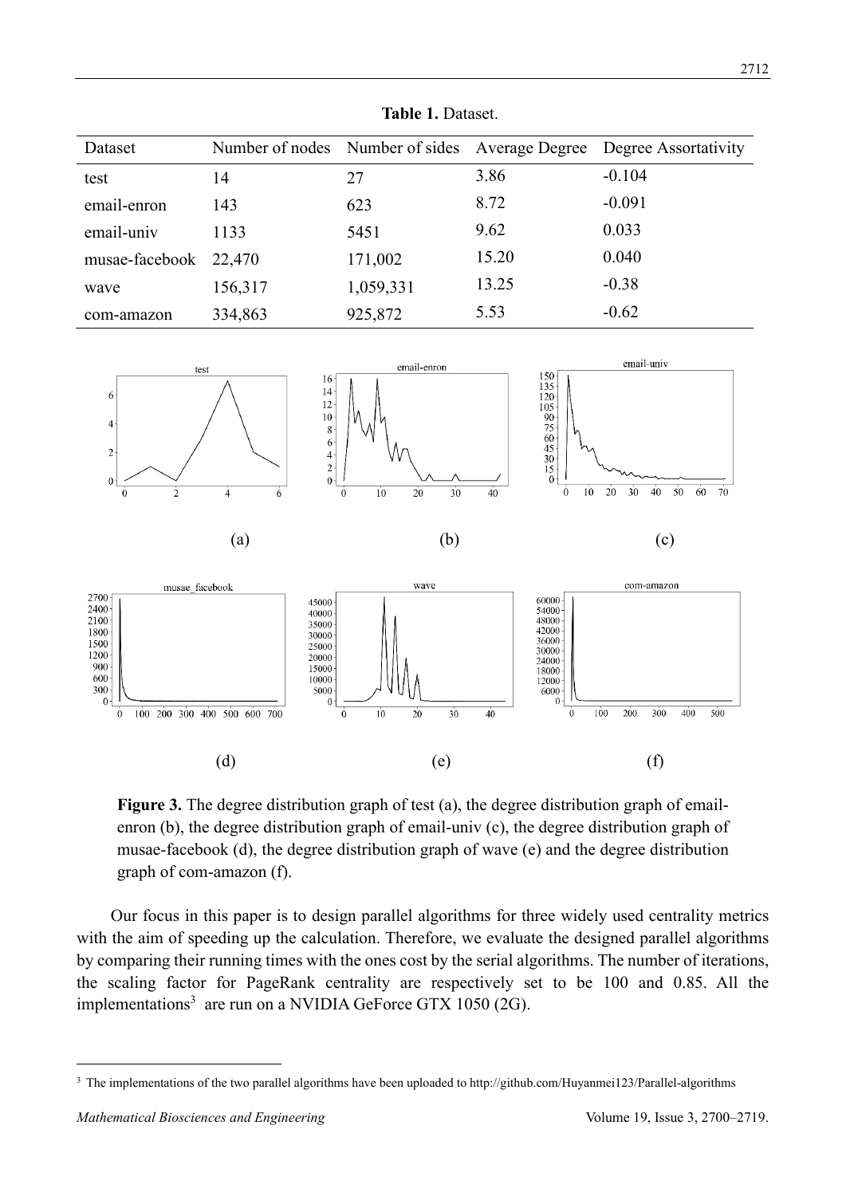**Table 1.** Dataset.

| Dataset | Number of nodes | Number of sides | Average Degree | Degree Assortativity |
|---|---|---|---|---|
| test | 14 | 27 | 3.86 | -0.104 |
| email-enron | 143 | 623 | 8.72 | -0.091 |
| email-univ | 1133 | 5451 | 9.62 | 0.033 |
| musae-facebook | 22,470 | 171,002 | 15.20 | 0.040 |
| wave | 156,317 | 1,059,331 | 13.25 | -0.38 |
| com-amazon | 334,863 | 925,872 | 5.53 | -0.62 |

**Figure 3.** The degree distribution graph of test (a), the degree distribution graph of email-enron (b), the degree distribution graph of email-univ (c), the degree distribution graph of musae-facebook (d), the degree distribution graph of wave (e) and the degree distribution graph of com-amazon (f).

Our focus in this paper is to design parallel algorithms for three widely used centrality metrics with the aim of speeding up the calculation. Therefore, we evaluate the designed parallel algorithms by comparing their running times with the ones cost by the serial algorithms. The number of iterations, the scaling factor for PageRank centrality are respectively set to be 100 and 0.85. All the implementations[3] are run on a NVIDIA GeForce GTX 1050 (2G).

[3] The implementations of the two parallel algorithms have been uploaded to http://github.com/Huyanmei123/Parallel-algorithms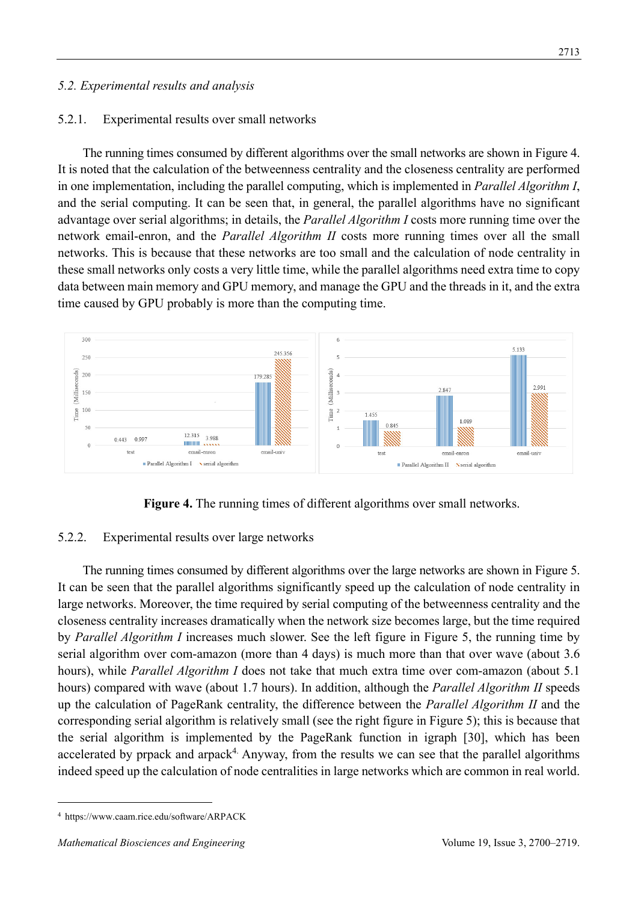### 5.2. Experimental results and analysis

#### 5.2.1. Experimental results over small networks

The running times consumed by different algorithms over the small networks are shown in Figure 4. It is noted that the calculation of the betweenness centrality and the closeness centrality are performed in one implementation, including the parallel computing, which is implemented in *Parallel Algorithm I*, and the serial computing. It can be seen that, in general, the parallel algorithms have no significant advantage over serial algorithms; in details, the *Parallel Algorithm I* costs more running time over the network email-enron, and the *Parallel Algorithm II* costs more running times over all the small networks. This is because that these networks are too small and the calculation of node centrality in these small networks only costs a very little time, while the parallel algorithms need extra time to copy data between main memory and GPU memory, and manage the GPU and the threads in it, and the extra time caused by GPU probably is more than the computing time.

**Figure 4.** The running times of different algorithms over small networks.

#### 5.2.2. Experimental results over large networks

The running times consumed by different algorithms over the large networks are shown in Figure 5. It can be seen that the parallel algorithms significantly speed up the calculation of node centrality in large networks. Moreover, the time required by serial computing of the betweenness centrality and the closeness centrality increases dramatically when the network size becomes large, but the time required by *Parallel Algorithm I* increases much slower. See the left figure in Figure 5, the running time by serial algorithm over com-amazon (more than 4 days) is much more than that over wave (about 3.6 hours), while *Parallel Algorithm I* does not take that much extra time over com-amazon (about 5.1 hours) compared with wave (about 1.7 hours). In addition, although the *Parallel Algorithm II* speeds up the calculation of PageRank centrality, the difference between the *Parallel Algorithm II* and the corresponding serial algorithm is relatively small (see the right figure in Figure 5); this is because that the serial algorithm is implemented by the PageRank function in igraph [30], which has been accelerated by prpack and arpack[4]. Anyway, from the results we can see that the parallel algorithms indeed speed up the calculation of node centralities in large networks which are common in real world.

---

[4] https://www.caam.rice.edu/software/ARPACK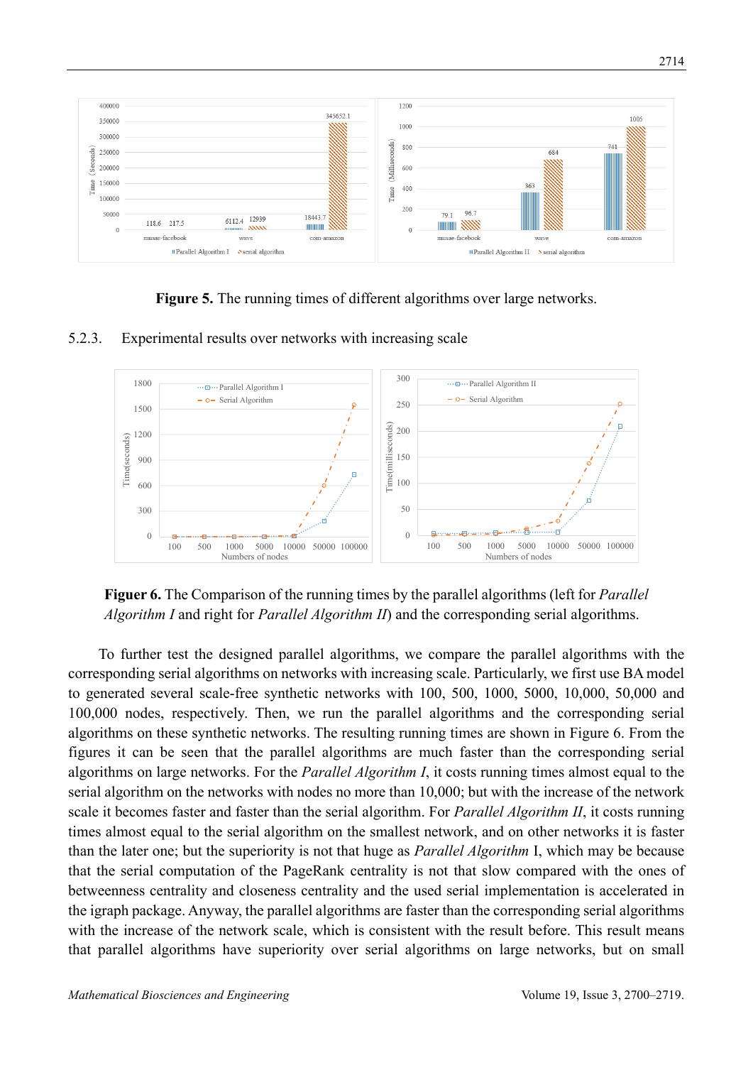**Figure 5.** The running times of different algorithms over large networks.

### 5.2.3. Experimental results over networks with increasing scale

**Figuer 6.** The Comparison of the running times by the parallel algorithms (left for *Parallel Algorithm I* and right for *Parallel Algorithm II*) and the corresponding serial algorithms.

To further test the designed parallel algorithms, we compare the parallel algorithms with the corresponding serial algorithms on networks with increasing scale. Particularly, we first use BA model to generated several scale-free synthetic networks with 100, 500, 1000, 5000, 10,000, 50,000 and 100,000 nodes, respectively. Then, we run the parallel algorithms and the corresponding serial algorithms on these synthetic networks. The resulting running times are shown in Figure 6. From the figures it can be seen that the parallel algorithms are much faster than the corresponding serial algorithms on large networks. For the *Parallel Algorithm I*, it costs running times almost equal to the serial algorithm on the networks with nodes no more than 10,000; but with the increase of the network scale it becomes faster and faster than the serial algorithm. For *Parallel Algorithm II*, it costs running times almost equal to the serial algorithm on the smallest network, and on other networks it is faster than the later one; but the superiority is not that huge as *Parallel Algorithm* I, which may be because that the serial computation of the PageRank centrality is not that slow compared with the ones of betweenness centrality and closeness centrality and the used serial implementation is accelerated in the igraph package. Anyway, the parallel algorithms are faster than the corresponding serial algorithms with the increase of the network scale, which is consistent with the result before. This result means that parallel algorithms have superiority over serial algorithms on large networks, but on small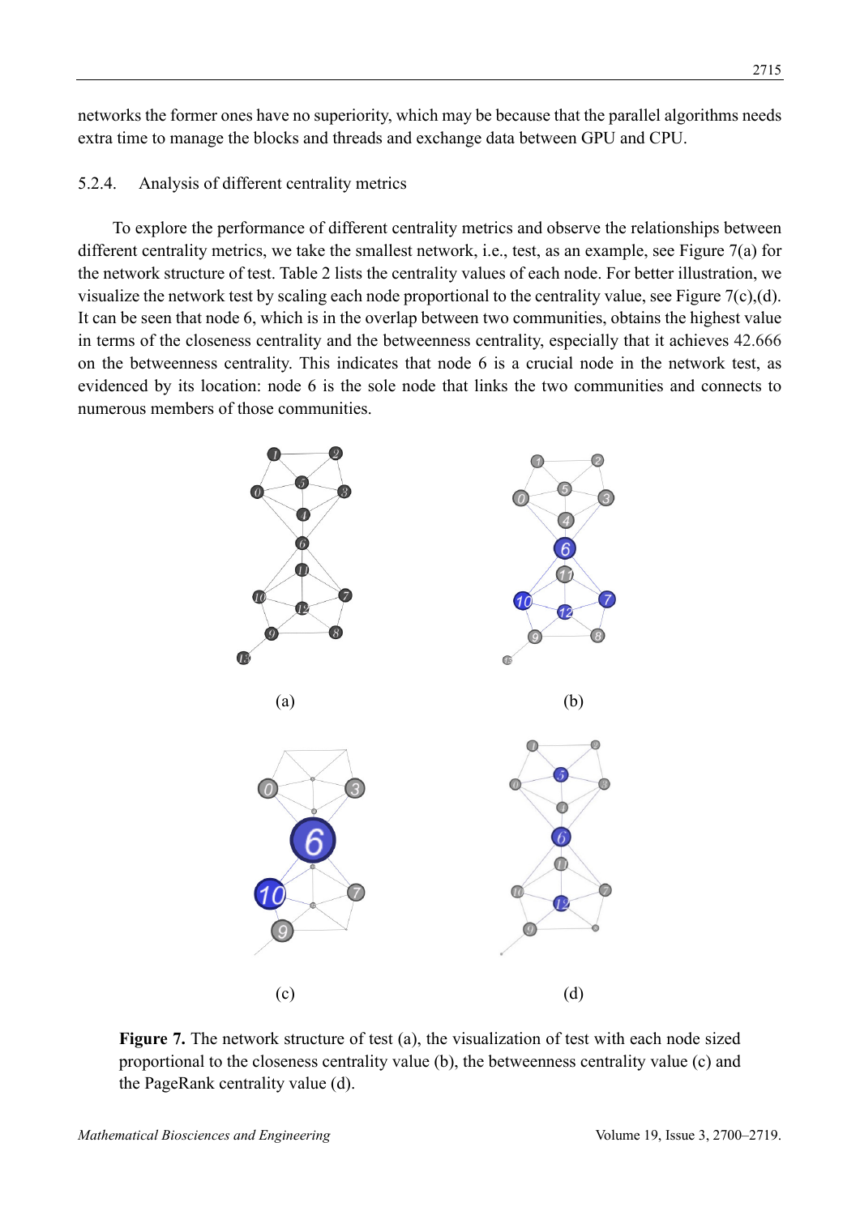networks the former ones have no superiority, which may be because that the parallel algorithms needs extra time to manage the blocks and threads and exchange data between GPU and CPU.

#### 5.2.4. Analysis of different centrality metrics

To explore the performance of different centrality metrics and observe the relationships between different centrality metrics, we take the smallest network, i.e., test, as an example, see Figure 7(a) for the network structure of test. Table 2 lists the centrality values of each node. For better illustration, we visualize the network test by scaling each node proportional to the centrality value, see Figure 7(c),(d). It can be seen that node 6, which is in the overlap between two communities, obtains the highest value in terms of the closeness centrality and the betweenness centrality, especially that it achieves 42.666 on the betweenness centrality. This indicates that node 6 is a crucial node in the network test, as evidenced by its location: node 6 is the sole node that links the two communities and connects to numerous members of those communities.

(a) (b)

(c) (d)

**Figure 7.** The network structure of test (a), the visualization of test with each node sized proportional to the closeness centrality value (b), the betweenness centrality value (c) and the PageRank centrality value (d).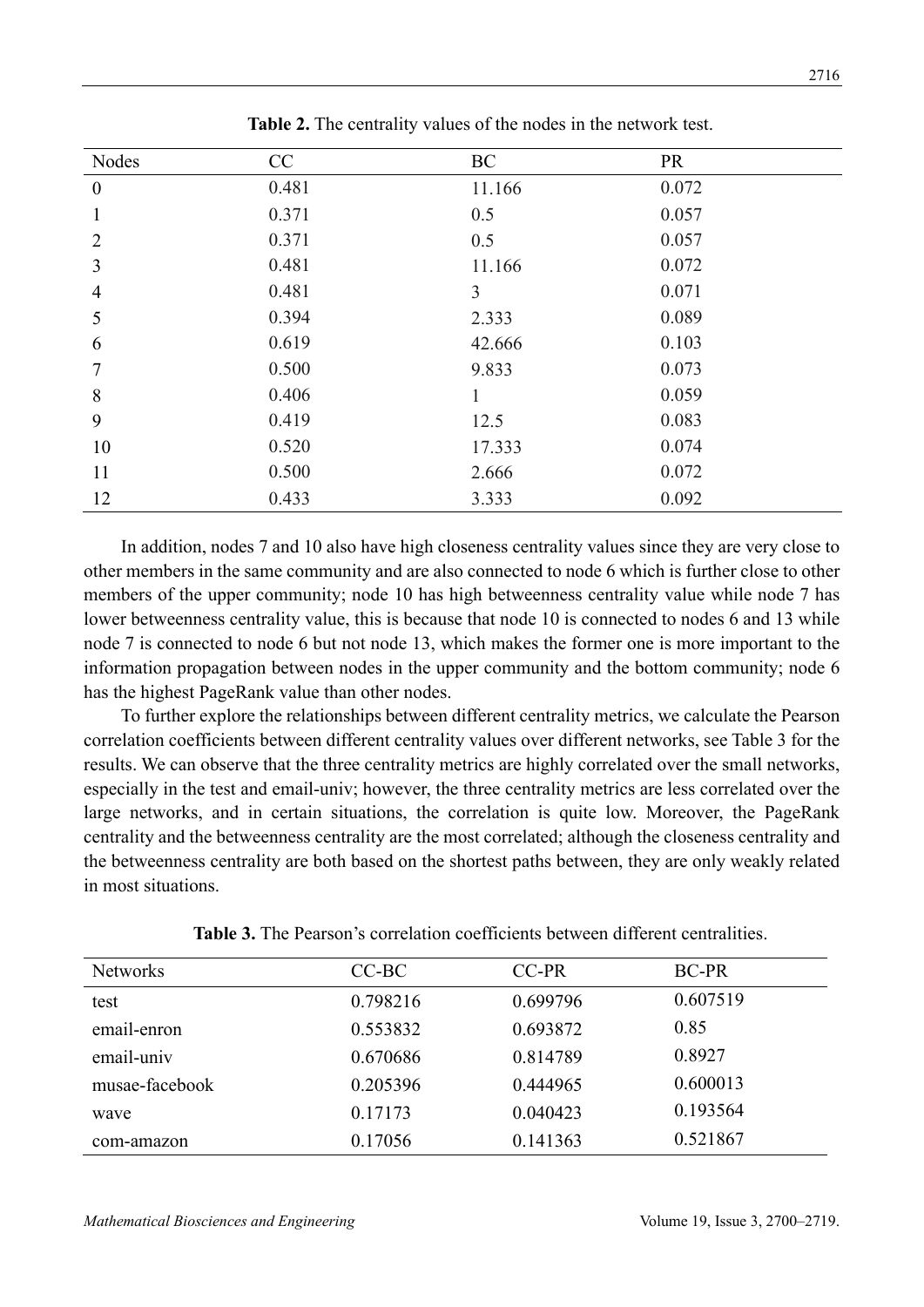**Table 2.** The centrality values of the nodes in the network test.

| Nodes | CC | BC | PR |
|---|---|---|---|
| 0 | 0.481 | 11.166 | 0.072 |
| 1 | 0.371 | 0.5 | 0.057 |
| 2 | 0.371 | 0.5 | 0.057 |
| 3 | 0.481 | 11.166 | 0.072 |
| 4 | 0.481 | 3 | 0.071 |
| 5 | 0.394 | 2.333 | 0.089 |
| 6 | 0.619 | 42.666 | 0.103 |
| 7 | 0.500 | 9.833 | 0.073 |
| 8 | 0.406 | 1 | 0.059 |
| 9 | 0.419 | 12.5 | 0.083 |
| 10 | 0.520 | 17.333 | 0.074 |
| 11 | 0.500 | 2.666 | 0.072 |
| 12 | 0.433 | 3.333 | 0.092 |

In addition, nodes 7 and 10 also have high closeness centrality values since they are very close to other members in the same community and are also connected to node 6 which is further close to other members of the upper community; node 10 has high betweenness centrality value while node 7 has lower betweenness centrality value, this is because that node 10 is connected to nodes 6 and 13 while node 7 is connected to node 6 but not node 13, which makes the former one is more important to the information propagation between nodes in the upper community and the bottom community; node 6 has the highest PageRank value than other nodes.

To further explore the relationships between different centrality metrics, we calculate the Pearson correlation coefficients between different centrality values over different networks, see Table 3 for the results. We can observe that the three centrality metrics are highly correlated over the small networks, especially in the test and email-univ; however, the three centrality metrics are less correlated over the large networks, and in certain situations, the correlation is quite low. Moreover, the PageRank centrality and the betweenness centrality are the most correlated; although the closeness centrality and the betweenness centrality are both based on the shortest paths between, they are only weakly related in most situations.

**Table 3.** The Pearson's correlation coefficients between different centralities.

| Networks | CC-BC | CC-PR | BC-PR |
|---|---|---|---|
| test | 0.798216 | 0.699796 | 0.607519 |
| email-enron | 0.553832 | 0.693872 | 0.85 |
| email-univ | 0.670686 | 0.814789 | 0.8927 |
| musae-facebook | 0.205396 | 0.444965 | 0.600013 |
| wave | 0.17173 | 0.040423 | 0.193564 |
| com-amazon | 0.17056 | 0.141363 | 0.521867 |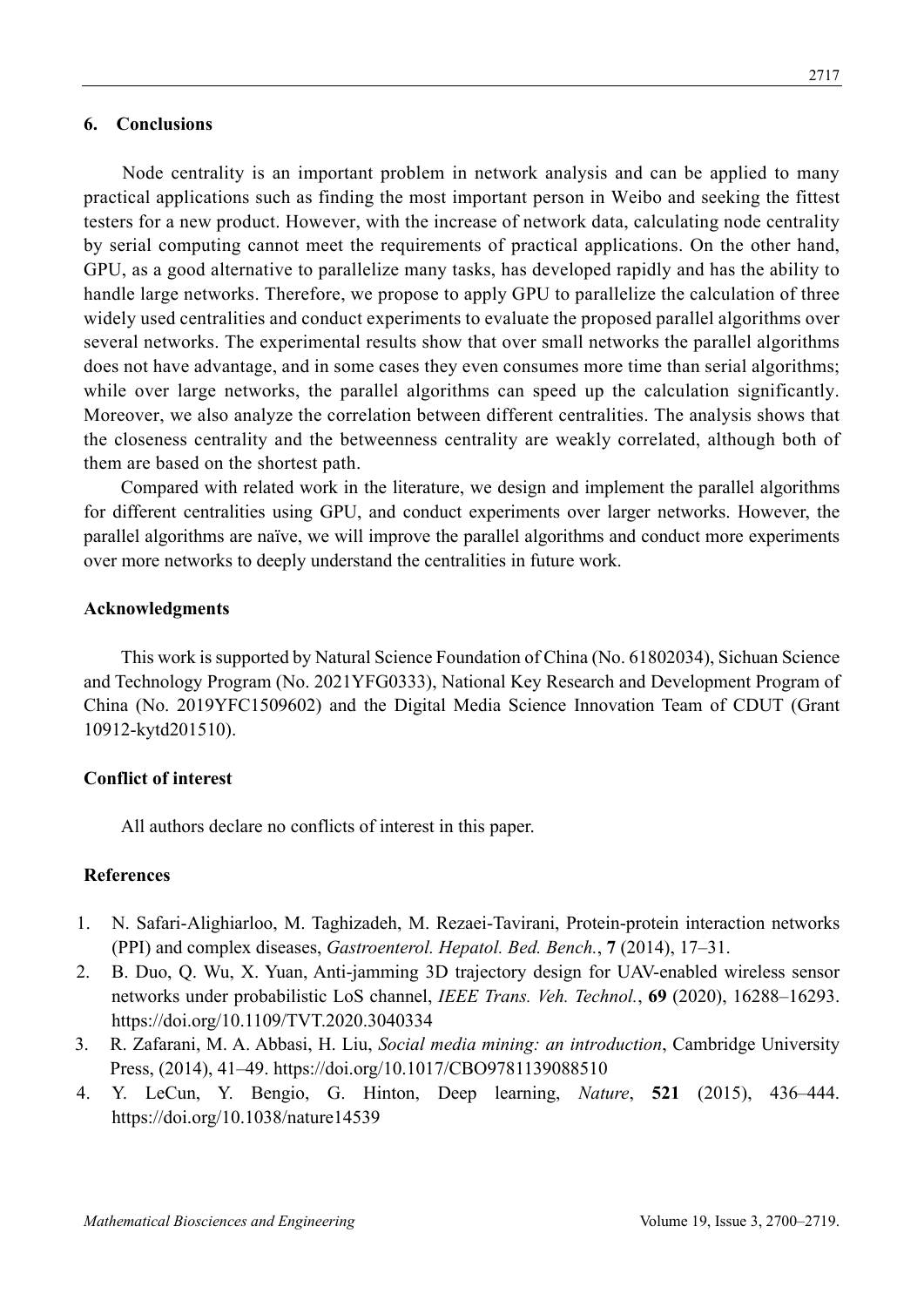## 6. Conclusions

Node centrality is an important problem in network analysis and can be applied to many practical applications such as finding the most important person in Weibo and seeking the fittest testers for a new product. However, with the increase of network data, calculating node centrality by serial computing cannot meet the requirements of practical applications. On the other hand, GPU, as a good alternative to parallelize many tasks, has developed rapidly and has the ability to handle large networks. Therefore, we propose to apply GPU to parallelize the calculation of three widely used centralities and conduct experiments to evaluate the proposed parallel algorithms over several networks. The experimental results show that over small networks the parallel algorithms does not have advantage, and in some cases they even consumes more time than serial algorithms; while over large networks, the parallel algorithms can speed up the calculation significantly. Moreover, we also analyze the correlation between different centralities. The analysis shows that the closeness centrality and the betweenness centrality are weakly correlated, although both of them are based on the shortest path.

Compared with related work in the literature, we design and implement the parallel algorithms for different centralities using GPU, and conduct experiments over larger networks. However, the parallel algorithms are naïve, we will improve the parallel algorithms and conduct more experiments over more networks to deeply understand the centralities in future work.

## Acknowledgments

This work is supported by Natural Science Foundation of China (No. 61802034), Sichuan Science and Technology Program (No. 2021YFG0333), National Key Research and Development Program of China (No. 2019YFC1509602) and the Digital Media Science Innovation Team of CDUT (Grant 10912-kytd201510).

## Conflict of interest

All authors declare no conflicts of interest in this paper.

## References

1. N. Safari-Alighiarloo, M. Taghizadeh, M. Rezaei-Tavirani, Protein-protein interaction networks (PPI) and complex diseases, *Gastroenterol. Hepatol. Bed. Bench.*, **7** (2014), 17–31.
2. B. Duo, Q. Wu, X. Yuan, Anti-jamming 3D trajectory design for UAV-enabled wireless sensor networks under probabilistic LoS channel, *IEEE Trans. Veh. Technol.*, **69** (2020), 16288–16293. https://doi.org/10.1109/TVT.2020.3040334
3. R. Zafarani, M. A. Abbasi, H. Liu, *Social media mining: an introduction*, Cambridge University Press, (2014), 41–49. https://doi.org/10.1017/CBO9781139088510
4. Y. LeCun, Y. Bengio, G. Hinton, Deep learning, *Nature*, **521** (2015), 436–444. https://doi.org/10.1038/nature14539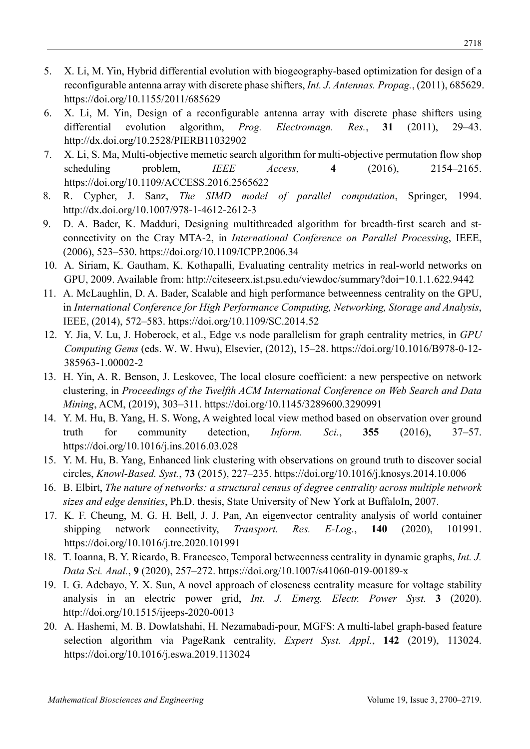5. X. Li, M. Yin, Hybrid differential evolution with biogeography-based optimization for design of a reconfigurable antenna array with discrete phase shifters, *Int. J. Antennas. Propag.*, (2011), 685629. https://doi.org/10.1155/2011/685629
6. X. Li, M. Yin, Design of a reconfigurable antenna array with discrete phase shifters using differential evolution algorithm, *Prog. Electromagn. Res.*, **31** (2011), 29–43. http://dx.doi.org/10.2528/PIERB11032902
7. X. Li, S. Ma, Multi-objective memetic search algorithm for multi-objective permutation flow shop scheduling problem, *IEEE Access*, **4** (2016), 2154–2165. https://doi.org/10.1109/ACCESS.2016.2565622
8. R. Cypher, J. Sanz, *The SIMD model of parallel computation*, Springer, 1994. http://dx.doi.org/10.1007/978-1-4612-2612-3
9. D. A. Bader, K. Madduri, Designing multithreaded algorithm for breadth-first search and st-connectivity on the Cray MTA-2, in *International Conference on Parallel Processing*, IEEE, (2006), 523–530. https://doi.org/10.1109/ICPP.2006.34
10. A. Siriam, K. Gautham, K. Kothapalli, Evaluating centrality metrics in real-world networks on GPU, 2009. Available from: http://citeseerx.ist.psu.edu/viewdoc/summary?doi=10.1.1.622.9442
11. A. McLaughlin, D. A. Bader, Scalable and high performance betweenness centrality on the GPU, in *International Conference for High Performance Computing, Networking, Storage and Analysis*, IEEE, (2014), 572–583. https://doi.org/10.1109/SC.2014.52
12. Y. Jia, V. Lu, J. Hoberock, et al., Edge v.s node parallelism for graph centrality metrics, in *GPU Computing Gems* (eds. W. W. Hwu), Elsevier, (2012), 15–28. https://doi.org/10.1016/B978-0-12-385963-1.00002-2
13. H. Yin, A. R. Benson, J. Leskovec, The local closure coefficient: a new perspective on network clustering, in *Proceedings of the Twelfth ACM International Conference on Web Search and Data Mining*, ACM, (2019), 303–311. https://doi.org/10.1145/3289600.3290991
14. Y. M. Hu, B. Yang, H. S. Wong, A weighted local view method based on observation over ground truth for community detection, *Inform. Sci.*, **355** (2016), 37–57. https://doi.org/10.1016/j.ins.2016.03.028
15. Y. M. Hu, B. Yang, Enhanced link clustering with observations on ground truth to discover social circles, *Knowl-Based. Syst.*, **73** (2015), 227–235. https://doi.org/10.1016/j.knosys.2014.10.006
16. B. Elbirt, *The nature of networks: a structural census of degree centrality across multiple network sizes and edge densities*, Ph.D. thesis, State University of New York at BuffaloIn, 2007.
17. K. F. Cheung, M. G. H. Bell, J. J. Pan, An eigenvector centrality analysis of world container shipping network connectivity, *Transport. Res. E-Log.*, **140** (2020), 101991. https://doi.org/10.1016/j.tre.2020.101991
18. T. Ioanna, B. Y. Ricardo, B. Francesco, Temporal betweenness centrality in dynamic graphs, *Int. J. Data Sci. Anal.*, **9** (2020), 257–272. https://doi.org/10.1007/s41060-019-00189-x
19. I. G. Adebayo, Y. X. Sun, A novel approach of closeness centrality measure for voltage stability analysis in an electric power grid, *Int. J. Emerg. Electr. Power Syst.* **3** (2020). http://doi.org/10.1515/ijeeps-2020-0013
20. A. Hashemi, M. B. Dowlatshahi, H. Nezamabadi-pour, MGFS: A multi-label graph-based feature selection algorithm via PageRank centrality, *Expert Syst. Appl.*, **142** (2019), 113024. https://doi.org/10.1016/j.eswa.2019.113024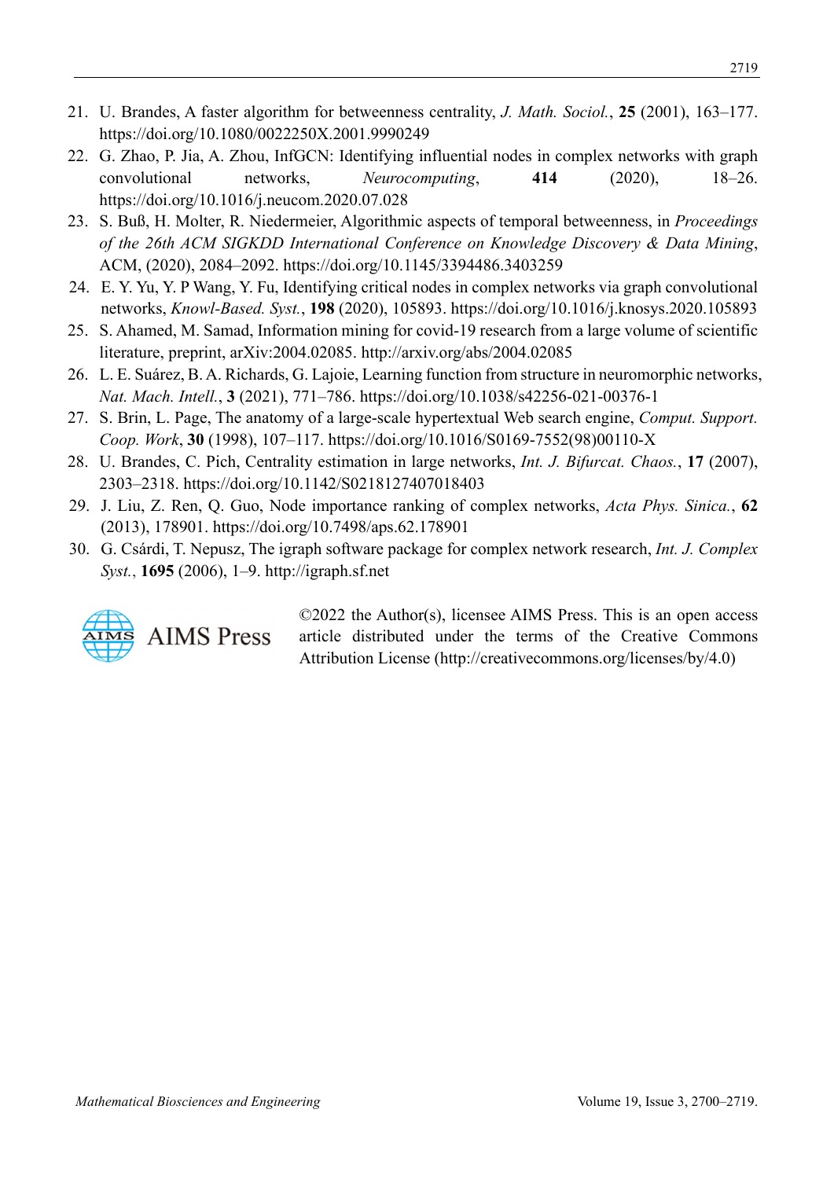21. U. Brandes, A faster algorithm for betweenness centrality, *J. Math. Sociol.*, **25** (2001), 163–177. https://doi.org/10.1080/0022250X.2001.9990249
22. G. Zhao, P. Jia, A. Zhou, InfGCN: Identifying influential nodes in complex networks with graph convolutional networks, *Neurocomputing*, **414** (2020), 18–26. https://doi.org/10.1016/j.neucom.2020.07.028
23. S. Buß, H. Molter, R. Niedermeier, Algorithmic aspects of temporal betweenness, in *Proceedings of the 26th ACM SIGKDD International Conference on Knowledge Discovery & Data Mining*, ACM, (2020), 2084–2092. https://doi.org/10.1145/3394486.3403259
24. E. Y. Yu, Y. P Wang, Y. Fu, Identifying critical nodes in complex networks via graph convolutional networks, *Knowl-Based. Syst.*, **198** (2020), 105893. https://doi.org/10.1016/j.knosys.2020.105893
25. S. Ahamed, M. Samad, Information mining for covid-19 research from a large volume of scientific literature, preprint, arXiv:2004.02085. http://arxiv.org/abs/2004.02085
26. L. E. Suárez, B. A. Richards, G. Lajoie, Learning function from structure in neuromorphic networks, *Nat. Mach. Intell.*, **3** (2021), 771–786. https://doi.org/10.1038/s42256-021-00376-1
27. S. Brin, L. Page, The anatomy of a large-scale hypertextual Web search engine, *Comput. Support. Coop. Work*, **30** (1998), 107–117. https://doi.org/10.1016/S0169-7552(98)00110-X
28. U. Brandes, C. Pich, Centrality estimation in large networks, *Int. J. Bifurcat. Chaos.*, **17** (2007), 2303–2318. https://doi.org/10.1142/S0218127407018403
29. J. Liu, Z. Ren, Q. Guo, Node importance ranking of complex networks, *Acta Phys. Sinica.*, **62** (2013), 178901. https://doi.org/10.7498/aps.62.178901
30. G. Csárdi, T. Nepusz, The igraph software package for complex network research, *Int. J. Complex Syst.*, **1695** (2006), 1–9. http://igraph.sf.net

AIMS Press

©2022 the Author(s), licensee AIMS Press. This is an open access article distributed under the terms of the Creative Commons Attribution License (http://creativecommons.org/licenses/by/4.0)